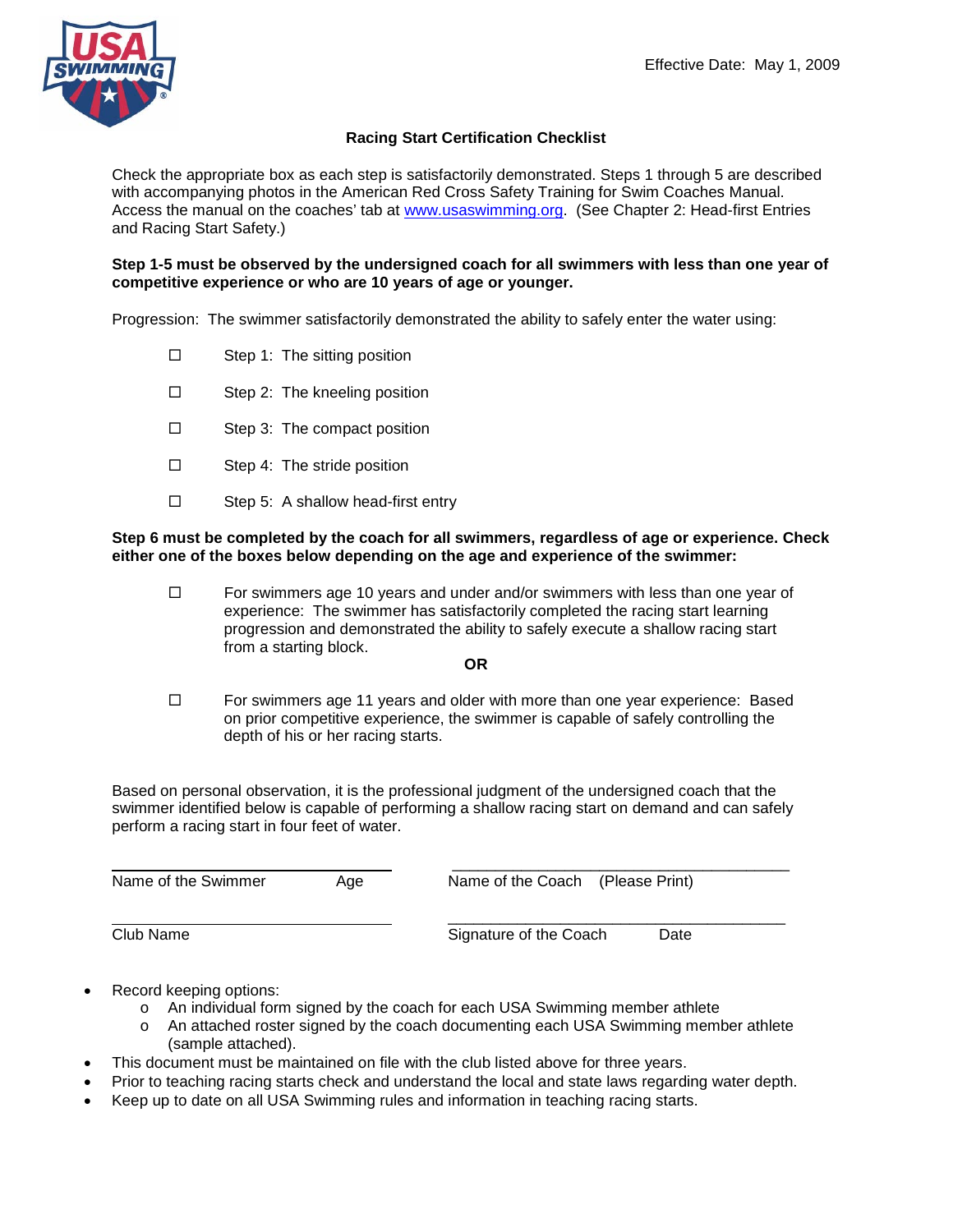Effective Date: May 1, 2009

# Racing Start Certification Checklist

Check the appropriate box as each step is satisfactorily demonstrated. Steps 1 through 5 are described with accompanying photos in the American Red Cross Safety Training for Swim Coaches Manual. Access the manual on the coaches' tab at www.usaswimming.org. (See Chapter 2: Head-first Entries and Racing Start Safety.)

**Step 1-5 must be observed by the undersigned coach for all swimmers with less than one year of competitive experience or who are 10 years of age or younger.**

Progression: The swimmer satisfactorily demonstrated the ability to safely enter the water using:

- ☐ Step 1: The sitting position
- ☐ Step 2: The kneeling position
- ☐ Step 3: The compact position
- ☐ Step 4: The stride position
- ☐ Step 5: A shallow head-first entry

**Step 6 must be completed by the coach for all swimmers, regardless of age or experience. Check either one of the boxes below depending on the age and experience of the swimmer:**

☐ For swimmers age 10 years and under and/or swimmers with less than one year of experience: The swimmer has satisfactorily completed the racing start learning progression and demonstrated the ability to safely execute a shallow racing start from a starting block.

**OR**

☐ For swimmers age 11 years and older with more than one year experience: Based on prior competitive experience, the swimmer is capable of safely controlling the depth of his or her racing starts.

Based on personal observation, it is the professional judgment of the undersigned coach that the swimmer identified below is capable of performing a shallow racing start on demand and can safely perform a racing start in four feet of water.

\_\_\_\_\_\_\_\_\_\_\_\_\_\_\_\_\_\_\_\_\_\_\_\_\_\_\_\_\_\_\_\_\_\_\_\_
Name of the Swimmer          Age

\_\_\_\_\_\_\_\_\_\_\_\_\_\_\_\_\_\_\_\_\_\_\_\_\_\_\_\_\_\_\_\_\_\_\_\_
Name of the Coach    (Please Print)

\_\_\_\_\_\_\_\_\_\_\_\_\_\_\_\_\_\_\_\_\_\_\_\_\_\_\_\_\_\_\_\_\_\_\_\_
Club Name

\_\_\_\_\_\_\_\_\_\_\_\_\_\_\_\_\_\_\_\_\_\_\_\_\_\_\_\_\_\_\_\_\_\_\_\_
Signature of the Coach          Date

- Record keeping options:
  - An individual form signed by the coach for each USA Swimming member athlete
  - An attached roster signed by the coach documenting each USA Swimming member athlete (sample attached).
- This document must be maintained on file with the club listed above for three years.
- Prior to teaching racing starts check and understand the local and state laws regarding water depth.
- Keep up to date on all USA Swimming rules and information in teaching racing starts.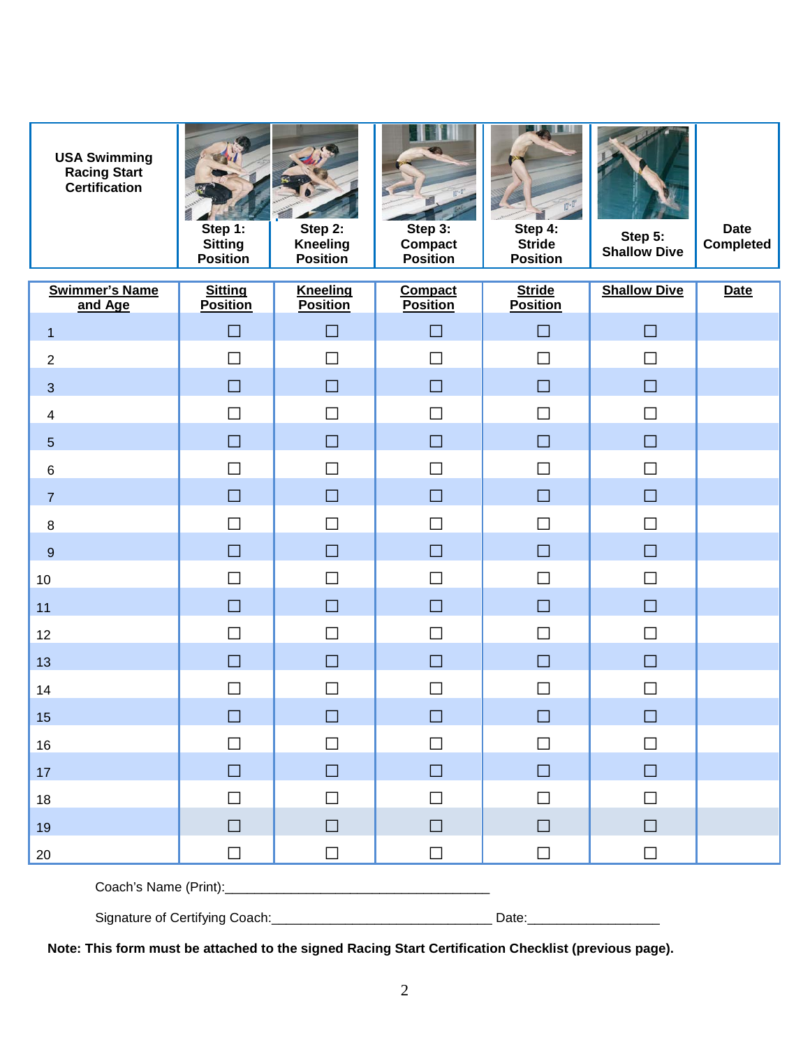| USA Swimming Racing Start Certification | Step 1: Sitting Position | Step 2: Kneeling Position | Step 3: Compact Position | Step 4: Stride Position | Step 5: Shallow Dive | Date Completed |
|---|---|---|---|---|---|---|

| Swimmer's Name and Age | Sitting Position | Kneeling Position | Compact Position | Stride Position | Shallow Dive | Date |
|---|---|---|---|---|---|---|
| 1 | ☐ | ☐ | ☐ | ☐ | ☐ | |
| 2 | ☐ | ☐ | ☐ | ☐ | ☐ | |
| 3 | ☐ | ☐ | ☐ | ☐ | ☐ | |
| 4 | ☐ | ☐ | ☐ | ☐ | ☐ | |
| 5 | ☐ | ☐ | ☐ | ☐ | ☐ | |
| 6 | ☐ | ☐ | ☐ | ☐ | ☐ | |
| 7 | ☐ | ☐ | ☐ | ☐ | ☐ | |
| 8 | ☐ | ☐ | ☐ | ☐ | ☐ | |
| 9 | ☐ | ☐ | ☐ | ☐ | ☐ | |
| 10 | ☐ | ☐ | ☐ | ☐ | ☐ | |
| 11 | ☐ | ☐ | ☐ | ☐ | ☐ | |
| 12 | ☐ | ☐ | ☐ | ☐ | ☐ | |
| 13 | ☐ | ☐ | ☐ | ☐ | ☐ | |
| 14 | ☐ | ☐ | ☐ | ☐ | ☐ | |
| 15 | ☐ | ☐ | ☐ | ☐ | ☐ | |
| 16 | ☐ | ☐ | ☐ | ☐ | ☐ | |
| 17 | ☐ | ☐ | ☐ | ☐ | ☐ | |
| 18 | ☐ | ☐ | ☐ | ☐ | ☐ | |
| 19 | ☐ | ☐ | ☐ | ☐ | ☐ | |
| 20 | ☐ | ☐ | ☐ | ☐ | ☐ | |

Coach's Name (Print):_____________________________________

Signature of Certifying Coach:______________________________ Date:_________________

**Note: This form must be attached to the signed Racing Start Certification Checklist (previous page).**